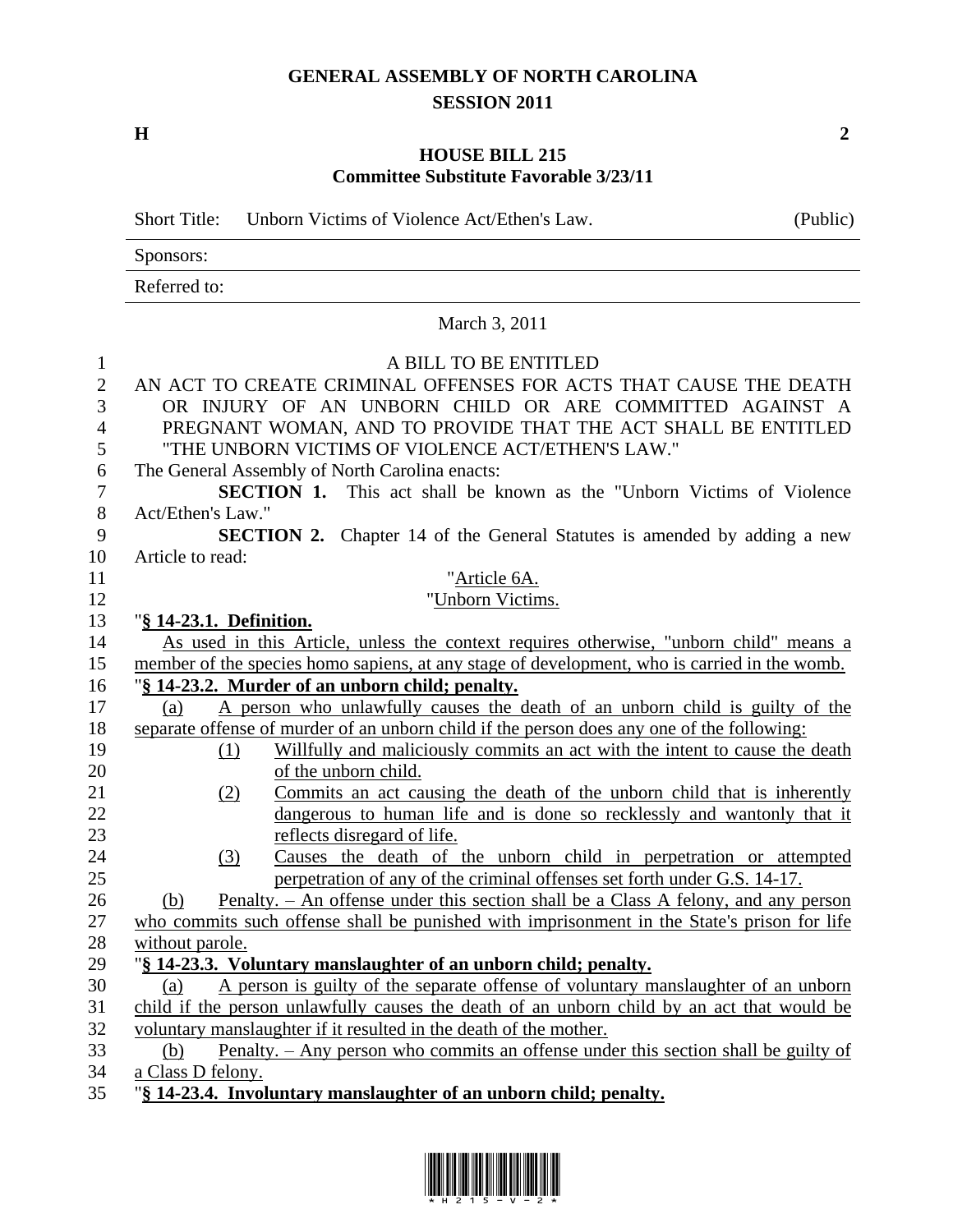# GENERAL ASSEMBLY OF NORTH CAROLINA
## SESSION 2011

**H** **2**

## HOUSE BILL 215
### Committee Substitute Favorable 3/23/11

| Short Title: | Unborn Victims of Violence Act/Ethen's Law. | (Public) |
|---|---|---|
| Sponsors: | | |
| Referred to: | | |

March 3, 2011

A BILL TO BE ENTITLED

AN ACT TO CREATE CRIMINAL OFFENSES FOR ACTS THAT CAUSE THE DEATH OR INJURY OF AN UNBORN CHILD OR ARE COMMITTED AGAINST A PREGNANT WOMAN, AND TO PROVIDE THAT THE ACT SHALL BE ENTITLED "THE UNBORN VICTIMS OF VIOLENCE ACT/ETHEN'S LAW."

The General Assembly of North Carolina enacts:

**SECTION 1.** This act shall be known as the "Unborn Victims of Violence Act/Ethen's Law."

**SECTION 2.** Chapter 14 of the General Statutes is amended by adding a new Article to read:

"Article 6A.

"Unborn Victims.

"**§ 14-23.1. Definition.**

As used in this Article, unless the context requires otherwise, "unborn child" means a member of the species homo sapiens, at any stage of development, who is carried in the womb.

"**§ 14-23.2. Murder of an unborn child; penalty.**

(a) A person who unlawfully causes the death of an unborn child is guilty of the separate offense of murder of an unborn child if the person does any one of the following:

(1) Willfully and maliciously commits an act with the intent to cause the death of the unborn child.

(2) Commits an act causing the death of the unborn child that is inherently dangerous to human life and is done so recklessly and wantonly that it reflects disregard of life.

(3) Causes the death of the unborn child in perpetration or attempted perpetration of any of the criminal offenses set forth under G.S. 14-17.

(b) Penalty. – An offense under this section shall be a Class A felony, and any person who commits such offense shall be punished with imprisonment in the State's prison for life without parole.

"**§ 14-23.3. Voluntary manslaughter of an unborn child; penalty.**

(a) A person is guilty of the separate offense of voluntary manslaughter of an unborn child if the person unlawfully causes the death of an unborn child by an act that would be voluntary manslaughter if it resulted in the death of the mother.

(b) Penalty. – Any person who commits an offense under this section shall be guilty of a Class D felony.

"**§ 14-23.4. Involuntary manslaughter of an unborn child; penalty.**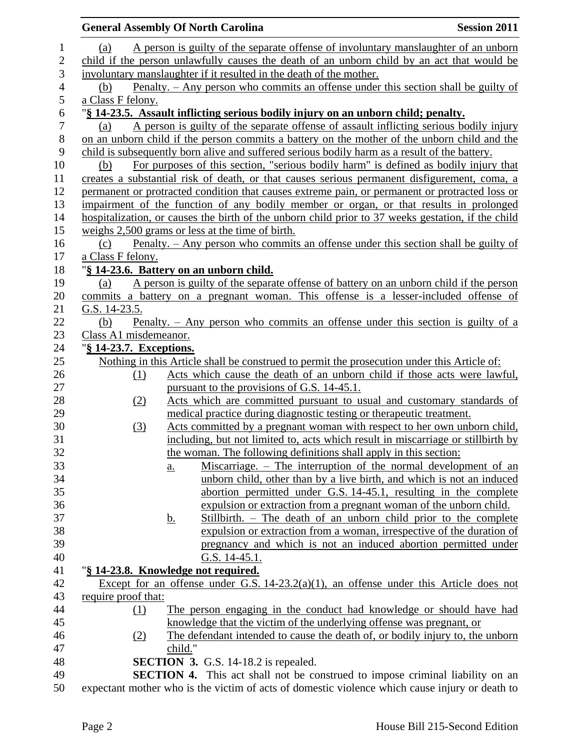(a) A person is guilty of the separate offense of involuntary manslaughter of an unborn child if the person unlawfully causes the death of an unborn child by an act that would be involuntary manslaughter if it resulted in the death of the mother.

(b) Penalty. – Any person who commits an offense under this section shall be guilty of a Class F felony.

"**§ 14-23.5. Assault inflicting serious bodily injury on an unborn child; penalty.**

(a) A person is guilty of the separate offense of assault inflicting serious bodily injury on an unborn child if the person commits a battery on the mother of the unborn child and the child is subsequently born alive and suffered serious bodily harm as a result of the battery.

(b) For purposes of this section, "serious bodily harm" is defined as bodily injury that creates a substantial risk of death, or that causes serious permanent disfigurement, coma, a permanent or protracted condition that causes extreme pain, or permanent or protracted loss or impairment of the function of any bodily member or organ, or that results in prolonged hospitalization, or causes the birth of the unborn child prior to 37 weeks gestation, if the child weighs 2,500 grams or less at the time of birth.

(c) Penalty. – Any person who commits an offense under this section shall be guilty of a Class F felony.

"**§ 14-23.6. Battery on an unborn child.**

(a) A person is guilty of the separate offense of battery on an unborn child if the person commits a battery on a pregnant woman. This offense is a lesser-included offense of G.S. 14-23.5.

(b) Penalty. – Any person who commits an offense under this section is guilty of a Class A1 misdemeanor.

"**§ 14-23.7. Exceptions.**

Nothing in this Article shall be construed to permit the prosecution under this Article of:

(1) Acts which cause the death of an unborn child if those acts were lawful, pursuant to the provisions of G.S. 14-45.1.

(2) Acts which are committed pursuant to usual and customary standards of medical practice during diagnostic testing or therapeutic treatment.

(3) Acts committed by a pregnant woman with respect to her own unborn child, including, but not limited to, acts which result in miscarriage or stillbirth by the woman. The following definitions shall apply in this section:

   a. Miscarriage. – The interruption of the normal development of an unborn child, other than by a live birth, and which is not an induced abortion permitted under G.S. 14-45.1, resulting in the complete expulsion or extraction from a pregnant woman of the unborn child.

   b. Stillbirth. – The death of an unborn child prior to the complete expulsion or extraction from a woman, irrespective of the duration of pregnancy and which is not an induced abortion permitted under G.S. 14-45.1.

"**§ 14-23.8. Knowledge not required.**

Except for an offense under G.S. 14-23.2(a)(1), an offense under this Article does not require proof that:

(1) The person engaging in the conduct had knowledge or should have had knowledge that the victim of the underlying offense was pregnant, or

(2) The defendant intended to cause the death of, or bodily injury to, the unborn child."

**SECTION 3.** G.S. 14-18.2 is repealed.

**SECTION 4.** This act shall not be construed to impose criminal liability on an expectant mother who is the victim of acts of domestic violence which cause injury or death to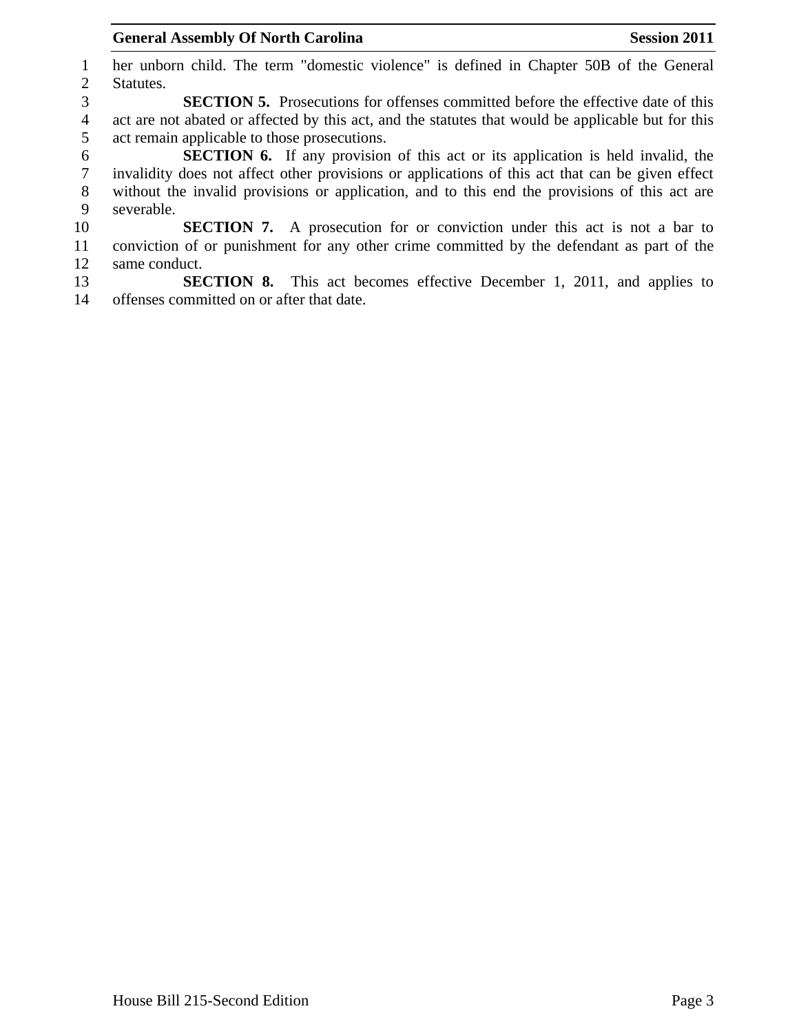her unborn child. The term "domestic violence" is defined in Chapter 50B of the General Statutes.

**SECTION 5.** Prosecutions for offenses committed before the effective date of this act are not abated or affected by this act, and the statutes that would be applicable but for this act remain applicable to those prosecutions.

**SECTION 6.** If any provision of this act or its application is held invalid, the invalidity does not affect other provisions or applications of this act that can be given effect without the invalid provisions or application, and to this end the provisions of this act are severable.

**SECTION 7.** A prosecution for or conviction under this act is not a bar to conviction of or punishment for any other crime committed by the defendant as part of the same conduct.

**SECTION 8.** This act becomes effective December 1, 2011, and applies to offenses committed on or after that date.